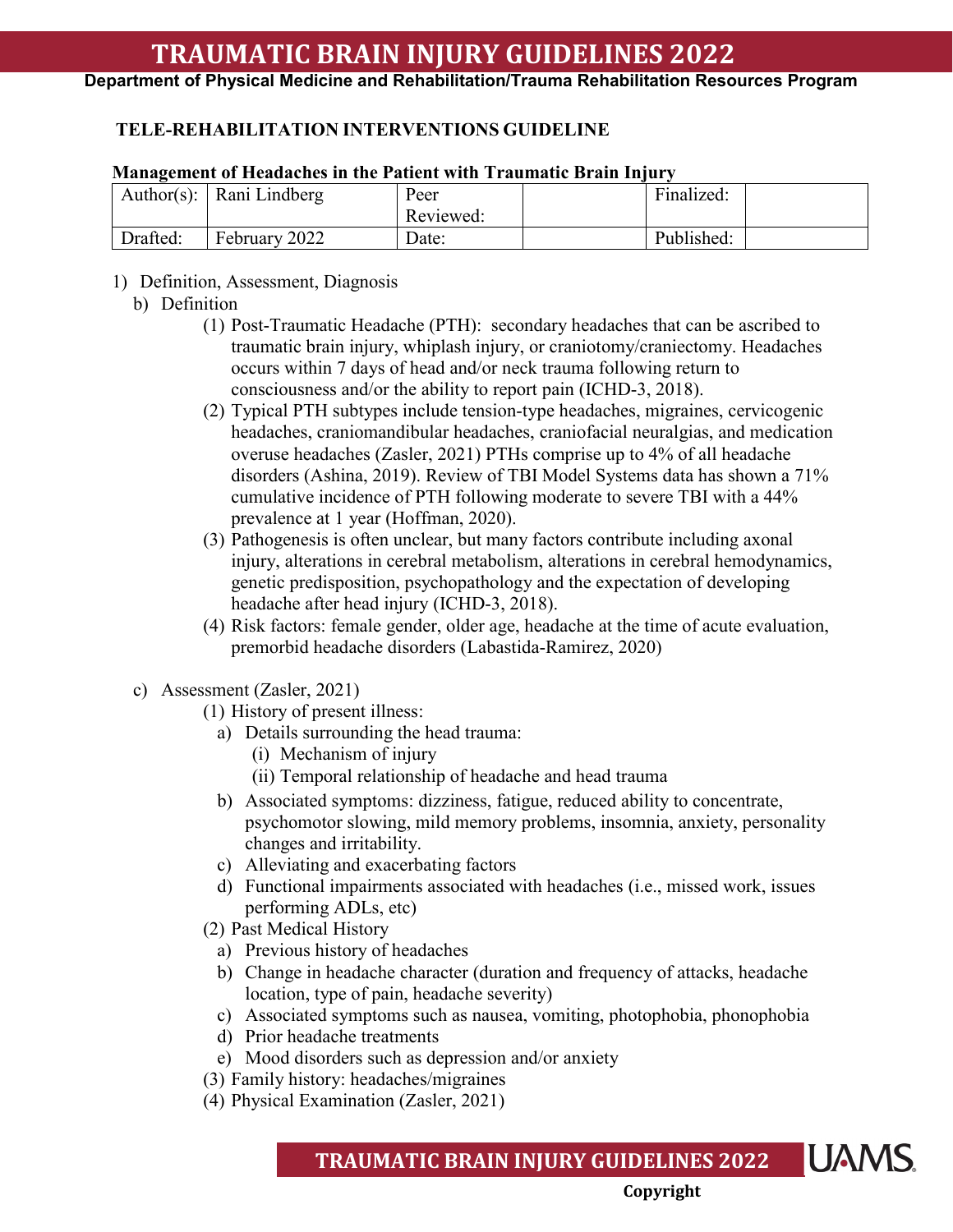# TRAUMATIC BRAIN INJURY GUIDELINES 2022

**Department of Physical Medicine and Rehabilitation/Trauma Rehabilitation Resources Program**

## TELE-REHABILITATION INTERVENTIONS GUIDELINE

**Management of Headaches in the Patient with Traumatic Brain Injury**

| Author(s): | Rani Lindberg | Peer Reviewed: | | Finalized: | |
|---|---|---|---|---|---|
| Drafted: | February 2022 | Date: | | Published: | |

1) Definition, Assessment, Diagnosis
   b) Definition
      (1) Post-Traumatic Headache (PTH): secondary headaches that can be ascribed to traumatic brain injury, whiplash injury, or craniotomy/craniectomy. Headaches occurs within 7 days of head and/or neck trauma following return to consciousness and/or the ability to report pain (ICHD-3, 2018).
      (2) Typical PTH subtypes include tension-type headaches, migraines, cervicogenic headaches, craniomandibular headaches, craniofacial neuralgias, and medication overuse headaches (Zasler, 2021) PTHs comprise up to 4% of all headache disorders (Ashina, 2019). Review of TBI Model Systems data has shown a 71% cumulative incidence of PTH following moderate to severe TBI with a 44% prevalence at 1 year (Hoffman, 2020).
      (3) Pathogenesis is often unclear, but many factors contribute including axonal injury, alterations in cerebral metabolism, alterations in cerebral hemodynamics, genetic predisposition, psychopathology and the expectation of developing headache after head injury (ICHD-3, 2018).
      (4) Risk factors: female gender, older age, headache at the time of acute evaluation, premorbid headache disorders (Labastida-Ramirez, 2020)

   c) Assessment (Zasler, 2021)
      (1) History of present illness:
         a) Details surrounding the head trauma:
            (i) Mechanism of injury
            (ii) Temporal relationship of headache and head trauma
         b) Associated symptoms: dizziness, fatigue, reduced ability to concentrate, psychomotor slowing, mild memory problems, insomnia, anxiety, personality changes and irritability.
         c) Alleviating and exacerbating factors
         d) Functional impairments associated with headaches (i.e., missed work, issues performing ADLs, etc)
      (2) Past Medical History
         a) Previous history of headaches
         b) Change in headache character (duration and frequency of attacks, headache location, type of pain, headache severity)
         c) Associated symptoms such as nausea, vomiting, photophobia, phonophobia
         d) Prior headache treatments
         e) Mood disorders such as depression and/or anxiety
      (3) Family history: headaches/migraines
      (4) Physical Examination (Zasler, 2021)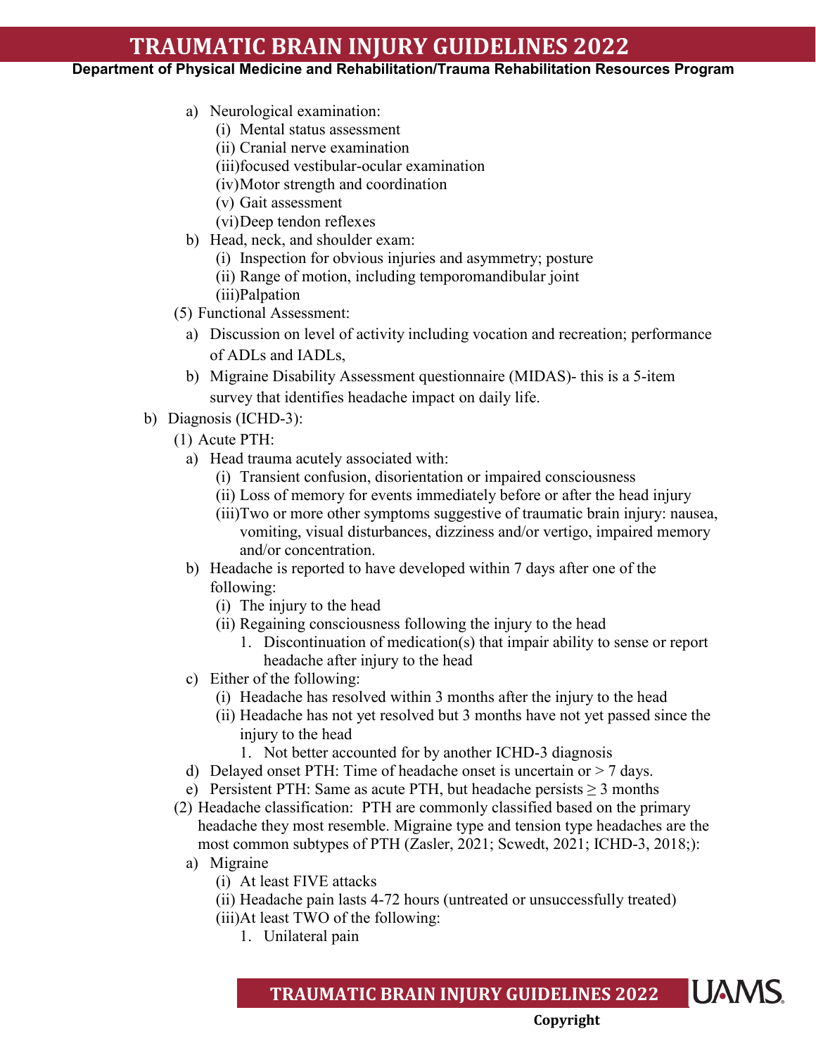- a) Neurological examination:
    - (i) Mental status assessment
    - (ii) Cranial nerve examination
    - (iii) focused vestibular-ocular examination
    - (iv) Motor strength and coordination
    - (v) Gait assessment
    - (vi) Deep tendon reflexes
- b) Head, neck, and shoulder exam:
    - (i) Inspection for obvious injuries and asymmetry; posture
    - (ii) Range of motion, including temporomandibular joint
    - (iii) Palpation

(5) Functional Assessment:

- a) Discussion on level of activity including vocation and recreation; performance of ADLs and IADLs,
- b) Migraine Disability Assessment questionnaire (MIDAS)- this is a 5-item survey that identifies headache impact on daily life.

b) Diagnosis (ICHD-3):

(1) Acute PTH:

- a) Head trauma acutely associated with:
    - (i) Transient confusion, disorientation or impaired consciousness
    - (ii) Loss of memory for events immediately before or after the head injury
    - (iii) Two or more other symptoms suggestive of traumatic brain injury: nausea, vomiting, visual disturbances, dizziness and/or vertigo, impaired memory and/or concentration.
- b) Headache is reported to have developed within 7 days after one of the following:
    - (i) The injury to the head
    - (ii) Regaining consciousness following the injury to the head
        1. Discontinuation of medication(s) that impair ability to sense or report headache after injury to the head
- c) Either of the following:
    - (i) Headache has resolved within 3 months after the injury to the head
    - (ii) Headache has not yet resolved but 3 months have not yet passed since the injury to the head
        1. Not better accounted for by another ICHD-3 diagnosis
- d) Delayed onset PTH: Time of headache onset is uncertain or > 7 days.
- e) Persistent PTH: Same as acute PTH, but headache persists ≥ 3 months

(2) Headache classification: PTH are commonly classified based on the primary headache they most resemble. Migraine type and tension type headaches are the most common subtypes of PTH (Zasler, 2021; Scwedt, 2021; ICHD-3, 2018;):

- a) Migraine
    - (i) At least FIVE attacks
    - (ii) Headache pain lasts 4-72 hours (untreated or unsuccessfully treated)
    - (iii) At least TWO of the following:
        1. Unilateral pain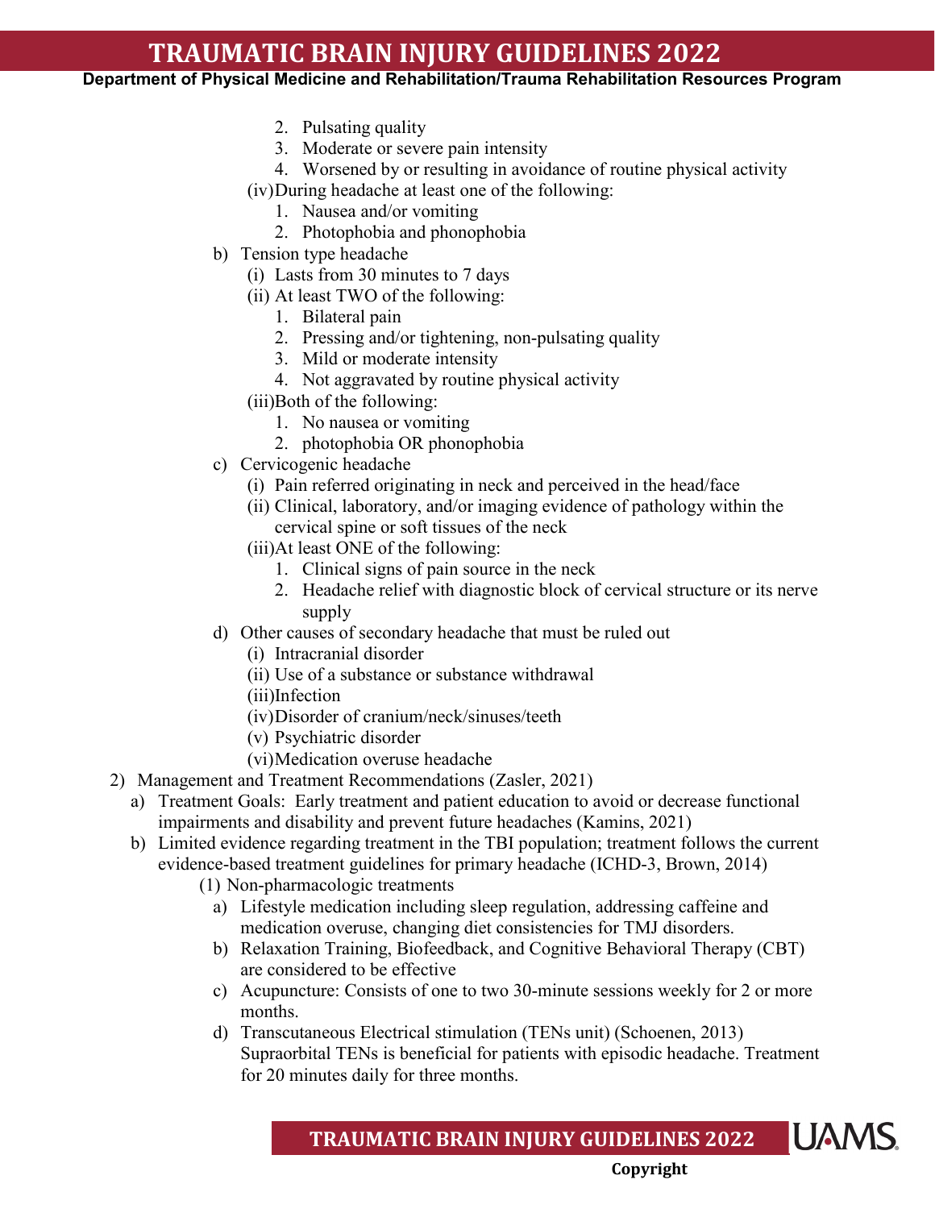2. Pulsating quality
   3. Moderate or severe pain intensity
   4. Worsened by or resulting in avoidance of routine physical activity

  (iv) During headache at least one of the following:
   1. Nausea and/or vomiting
   2. Photophobia and phonophobia

 b) Tension type headache
  (i) Lasts from 30 minutes to 7 days
  (ii) At least TWO of the following:
   1. Bilateral pain
   2. Pressing and/or tightening, non-pulsating quality
   3. Mild or moderate intensity
   4. Not aggravated by routine physical activity

  (iii) Both of the following:
   1. No nausea or vomiting
   2. photophobia OR phonophobia

 c) Cervicogenic headache
  (i) Pain referred originating in neck and perceived in the head/face
  (ii) Clinical, laboratory, and/or imaging evidence of pathology within the cervical spine or soft tissues of the neck
  (iii) At least ONE of the following:
   1. Clinical signs of pain source in the neck
   2. Headache relief with diagnostic block of cervical structure or its nerve supply

 d) Other causes of secondary headache that must be ruled out
  (i) Intracranial disorder
  (ii) Use of a substance or substance withdrawal
  (iii) Infection
  (iv) Disorder of cranium/neck/sinuses/teeth
  (v) Psychiatric disorder
  (vi) Medication overuse headache

2) Management and Treatment Recommendations (Zasler, 2021)
 a) Treatment Goals: Early treatment and patient education to avoid or decrease functional impairments and disability and prevent future headaches (Kamins, 2021)
 b) Limited evidence regarding treatment in the TBI population; treatment follows the current evidence-based treatment guidelines for primary headache (ICHD-3, Brown, 2014)
  (1) Non-pharmacologic treatments
   a) Lifestyle medication including sleep regulation, addressing caffeine and medication overuse, changing diet consistencies for TMJ disorders.
   b) Relaxation Training, Biofeedback, and Cognitive Behavioral Therapy (CBT) are considered to be effective
   c) Acupuncture: Consists of one to two 30-minute sessions weekly for 2 or more months.
   d) Transcutaneous Electrical stimulation (TENs unit) (Schoenen, 2013) Supraorbital TENs is beneficial for patients with episodic headache. Treatment for 20 minutes daily for three months.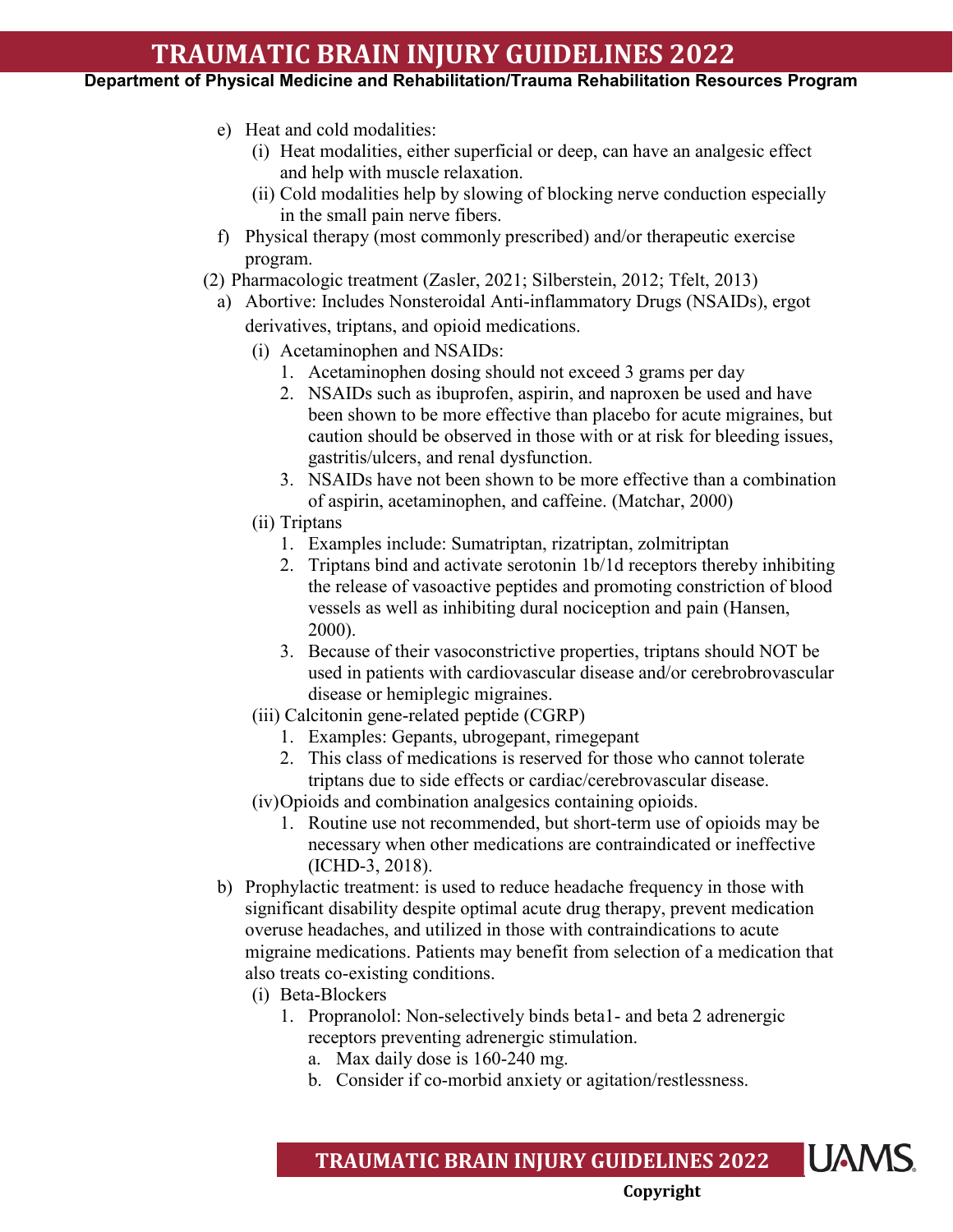- e) Heat and cold modalities:
  - (i) Heat modalities, either superficial or deep, can have an analgesic effect and help with muscle relaxation.
  - (ii) Cold modalities help by slowing of blocking nerve conduction especially in the small pain nerve fibers.
- f) Physical therapy (most commonly prescribed) and/or therapeutic exercise program.

(2) Pharmacologic treatment (Zasler, 2021; Silberstein, 2012; Tfelt, 2013)

- a) Abortive: Includes Nonsteroidal Anti-inflammatory Drugs (NSAIDs), ergot derivatives, triptans, and opioid medications.
  - (i) Acetaminophen and NSAIDs:
    1. Acetaminophen dosing should not exceed 3 grams per day
    2. NSAIDs such as ibuprofen, aspirin, and naproxen be used and have been shown to be more effective than placebo for acute migraines, but caution should be observed in those with or at risk for bleeding issues, gastritis/ulcers, and renal dysfunction.
    3. NSAIDs have not been shown to be more effective than a combination of aspirin, acetaminophen, and caffeine. (Matchar, 2000)
  - (ii) Triptans
    1. Examples include: Sumatriptan, rizatriptan, zolmitriptan
    2. Triptans bind and activate serotonin 1b/1d receptors thereby inhibiting the release of vasoactive peptides and promoting constriction of blood vessels as well as inhibiting dural nociception and pain (Hansen, 2000).
    3. Because of their vasoconstrictive properties, triptans should NOT be used in patients with cardiovascular disease and/or cerebrobrovascular disease or hemiplegic migraines.
  - (iii) Calcitonin gene-related peptide (CGRP)
    1. Examples: Gepants, ubrogepant, rimegepant
    2. This class of medications is reserved for those who cannot tolerate triptans due to side effects or cardiac/cerebrovascular disease.
  - (iv) Opioids and combination analgesics containing opioids.
    1. Routine use not recommended, but short-term use of opioids may be necessary when other medications are contraindicated or ineffective (ICHD-3, 2018).
- b) Prophylactic treatment: is used to reduce headache frequency in those with significant disability despite optimal acute drug therapy, prevent medication overuse headaches, and utilized in those with contraindications to acute migraine medications. Patients may benefit from selection of a medication that also treats co-existing conditions.
  - (i) Beta-Blockers
    1. Propranolol: Non-selectively binds beta1- and beta 2 adrenergic receptors preventing adrenergic stimulation.
       - a. Max daily dose is 160-240 mg.
       - b. Consider if co-morbid anxiety or agitation/restlessness.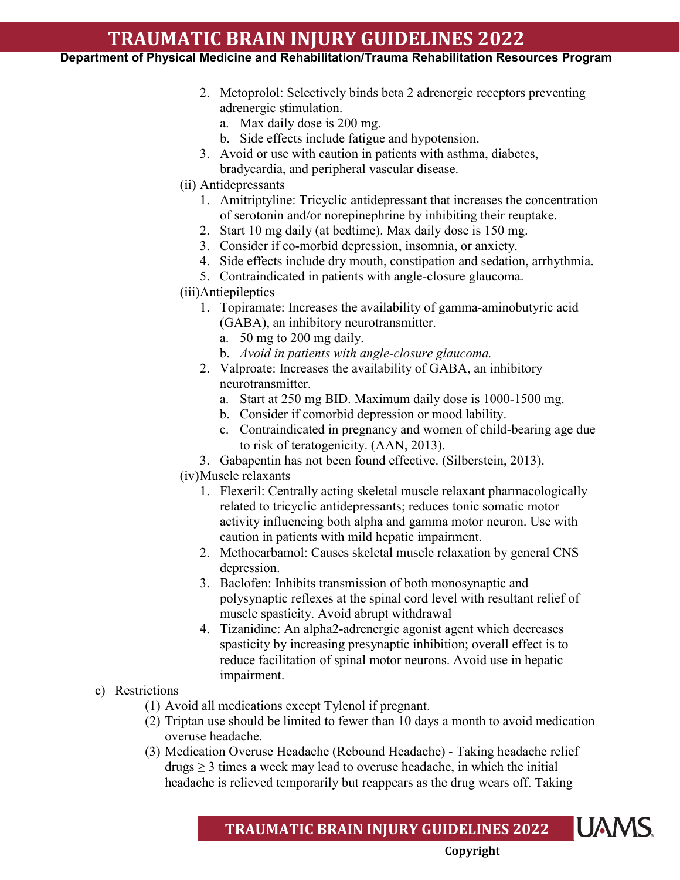2. Metoprolol: Selectively binds beta 2 adrenergic receptors preventing adrenergic stimulation.
   a. Max daily dose is 200 mg.
   b. Side effects include fatigue and hypotension.
3. Avoid or use with caution in patients with asthma, diabetes, bradycardia, and peripheral vascular disease.

(ii) Antidepressants

1. Amitriptyline: Tricyclic antidepressant that increases the concentration of serotonin and/or norepinephrine by inhibiting their reuptake.
2. Start 10 mg daily (at bedtime). Max daily dose is 150 mg.
3. Consider if co-morbid depression, insomnia, or anxiety.
4. Side effects include dry mouth, constipation and sedation, arrhythmia.
5. Contraindicated in patients with angle-closure glaucoma.

(iii)Antiepileptics

1. Topiramate: Increases the availability of gamma-aminobutyric acid (GABA), an inhibitory neurotransmitter.
   a. 50 mg to 200 mg daily.
   b. *Avoid in patients with angle-closure glaucoma.*
2. Valproate: Increases the availability of GABA, an inhibitory neurotransmitter.
   a. Start at 250 mg BID. Maximum daily dose is 1000-1500 mg.
   b. Consider if comorbid depression or mood lability.
   c. Contraindicated in pregnancy and women of child-bearing age due to risk of teratogenicity. (AAN, 2013).
3. Gabapentin has not been found effective. (Silberstein, 2013).

(iv)Muscle relaxants

1. Flexeril: Centrally acting skeletal muscle relaxant pharmacologically related to tricyclic antidepressants; reduces tonic somatic motor activity influencing both alpha and gamma motor neuron. Use with caution in patients with mild hepatic impairment.
2. Methocarbamol: Causes skeletal muscle relaxation by general CNS depression.
3. Baclofen: Inhibits transmission of both monosynaptic and polysynaptic reflexes at the spinal cord level with resultant relief of muscle spasticity. Avoid abrupt withdrawal
4. Tizanidine: An alpha2-adrenergic agonist agent which decreases spasticity by increasing presynaptic inhibition; overall effect is to reduce facilitation of spinal motor neurons. Avoid use in hepatic impairment.

c) Restrictions

(1) Avoid all medications except Tylenol if pregnant.

(2) Triptan use should be limited to fewer than 10 days a month to avoid medication overuse headache.

(3) Medication Overuse Headache (Rebound Headache) - Taking headache relief drugs ≥ 3 times a week may lead to overuse headache, in which the initial headache is relieved temporarily but reappears as the drug wears off. Taking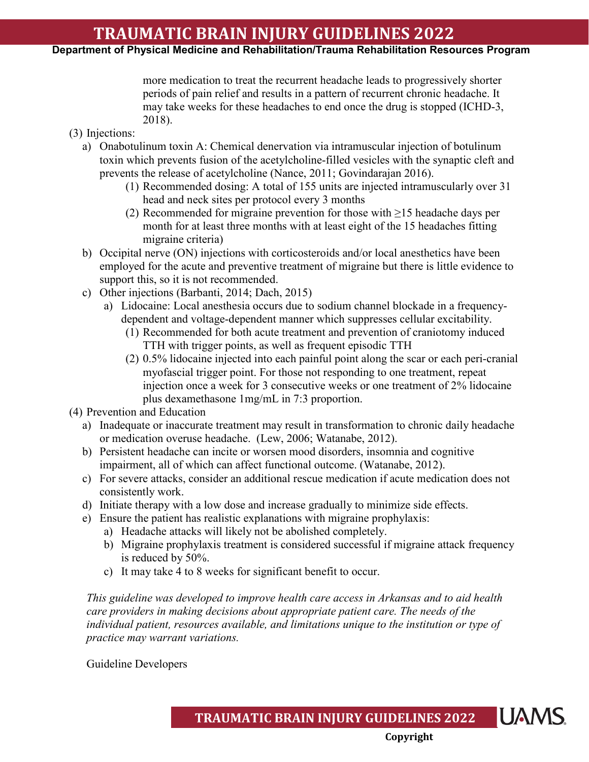more medication to treat the recurrent headache leads to progressively shorter periods of pain relief and results in a pattern of recurrent chronic headache. It may take weeks for these headaches to end once the drug is stopped (ICHD-3, 2018).

(3) Injections:

- a) Onabotulinum toxin A: Chemical denervation via intramuscular injection of botulinum toxin which prevents fusion of the acetylcholine-filled vesicles with the synaptic cleft and prevents the release of acetylcholine (Nance, 2011; Govindarajan 2016).
  - (1) Recommended dosing: A total of 155 units are injected intramuscularly over 31 head and neck sites per protocol every 3 months
  - (2) Recommended for migraine prevention for those with ≥15 headache days per month for at least three months with at least eight of the 15 headaches fitting migraine criteria)
- b) Occipital nerve (ON) injections with corticosteroids and/or local anesthetics have been employed for the acute and preventive treatment of migraine but there is little evidence to support this, so it is not recommended.
- c) Other injections (Barbanti, 2014; Dach, 2015)
  - a) Lidocaine: Local anesthesia occurs due to sodium channel blockade in a frequency-dependent and voltage-dependent manner which suppresses cellular excitability.
    - (1) Recommended for both acute treatment and prevention of craniotomy induced TTH with trigger points, as well as frequent episodic TTH
    - (2) 0.5% lidocaine injected into each painful point along the scar or each peri-cranial myofascial trigger point. For those not responding to one treatment, repeat injection once a week for 3 consecutive weeks or one treatment of 2% lidocaine plus dexamethasone 1mg/mL in 7:3 proportion.

(4) Prevention and Education

- a) Inadequate or inaccurate treatment may result in transformation to chronic daily headache or medication overuse headache. (Lew, 2006; Watanabe, 2012).
- b) Persistent headache can incite or worsen mood disorders, insomnia and cognitive impairment, all of which can affect functional outcome. (Watanabe, 2012).
- c) For severe attacks, consider an additional rescue medication if acute medication does not consistently work.
- d) Initiate therapy with a low dose and increase gradually to minimize side effects.
- e) Ensure the patient has realistic explanations with migraine prophylaxis:
  - a) Headache attacks will likely not be abolished completely.
  - b) Migraine prophylaxis treatment is considered successful if migraine attack frequency is reduced by 50%.
  - c) It may take 4 to 8 weeks for significant benefit to occur.

*This guideline was developed to improve health care access in Arkansas and to aid health care providers in making decisions about appropriate patient care. The needs of the individual patient, resources available, and limitations unique to the institution or type of practice may warrant variations.*

Guideline Developers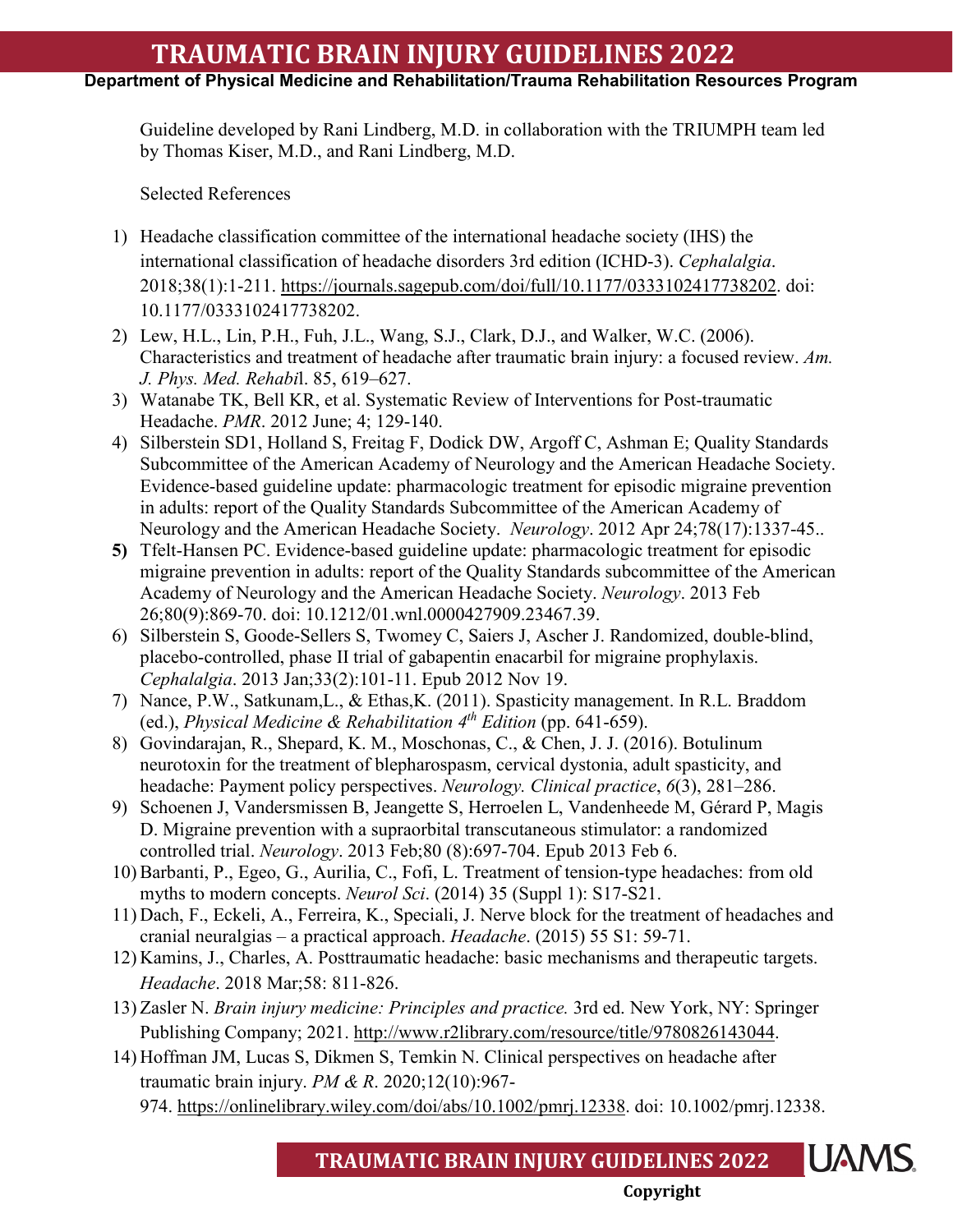Guideline developed by Rani Lindberg, M.D. in collaboration with the TRIUMPH team led by Thomas Kiser, M.D., and Rani Lindberg, M.D.

Selected References

1) Headache classification committee of the international headache society (IHS) the international classification of headache disorders 3rd edition (ICHD-3). *Cephalalgia*. 2018;38(1):1-211. https://journals.sagepub.com/doi/full/10.1177/0333102417738202. doi: 10.1177/0333102417738202.
2) Lew, H.L., Lin, P.H., Fuh, J.L., Wang, S.J., Clark, D.J., and Walker, W.C. (2006). Characteristics and treatment of headache after traumatic brain injury: a focused review. *Am. J. Phys. Med. Rehabi*l. 85, 619–627.
3) Watanabe TK, Bell KR, et al. Systematic Review of Interventions for Post-traumatic Headache. *PMR*. 2012 June; 4; 129-140.
4) Silberstein SD1, Holland S, Freitag F, Dodick DW, Argoff C, Ashman E; Quality Standards Subcommittee of the American Academy of Neurology and the American Headache Society. Evidence-based guideline update: pharmacologic treatment for episodic migraine prevention in adults: report of the Quality Standards Subcommittee of the American Academy of Neurology and the American Headache Society. *Neurology*. 2012 Apr 24;78(17):1337-45..
5) Tfelt-Hansen PC. Evidence-based guideline update: pharmacologic treatment for episodic migraine prevention in adults: report of the Quality Standards subcommittee of the American Academy of Neurology and the American Headache Society. *Neurology*. 2013 Feb 26;80(9):869-70. doi: 10.1212/01.wnl.0000427909.23467.39.
6) Silberstein S, Goode-Sellers S, Twomey C, Saiers J, Ascher J. Randomized, double-blind, placebo-controlled, phase II trial of gabapentin enacarbil for migraine prophylaxis. *Cephalalgia*. 2013 Jan;33(2):101-11. Epub 2012 Nov 19.
7) Nance, P.W., Satkunam,L., & Ethas,K. (2011). Spasticity management. In R.L. Braddom (ed.), *Physical Medicine & Rehabilitation 4th Edition* (pp. 641-659).
8) Govindarajan, R., Shepard, K. M., Moschonas, C., & Chen, J. J. (2016). Botulinum neurotoxin for the treatment of blepharospasm, cervical dystonia, adult spasticity, and headache: Payment policy perspectives. *Neurology. Clinical practice*, *6*(3), 281–286.
9) Schoenen J, Vandersmissen B, Jeangette S, Herroelen L, Vandenheede M, Gérard P, Magis D. Migraine prevention with a supraorbital transcutaneous stimulator: a randomized controlled trial. *Neurology*. 2013 Feb;80 (8):697-704. Epub 2013 Feb 6.
10) Barbanti, P., Egeo, G., Aurilia, C., Fofi, L. Treatment of tension-type headaches: from old myths to modern concepts. *Neurol Sci*. (2014) 35 (Suppl 1): S17-S21.
11) Dach, F., Eckeli, A., Ferreira, K., Speciali, J. Nerve block for the treatment of headaches and cranial neuralgias – a practical approach. *Headache*. (2015) 55 S1: 59-71.
12) Kamins, J., Charles, A. Posttraumatic headache: basic mechanisms and therapeutic targets. *Headache*. 2018 Mar;58: 811-826.
13) Zasler N. *Brain injury medicine: Principles and practice.* 3rd ed. New York, NY: Springer Publishing Company; 2021. http://www.r2library.com/resource/title/9780826143044.
14) Hoffman JM, Lucas S, Dikmen S, Temkin N. Clinical perspectives on headache after traumatic brain injury. *PM & R*. 2020;12(10):967-974. https://onlinelibrary.wiley.com/doi/abs/10.1002/pmrj.12338. doi: 10.1002/pmrj.12338.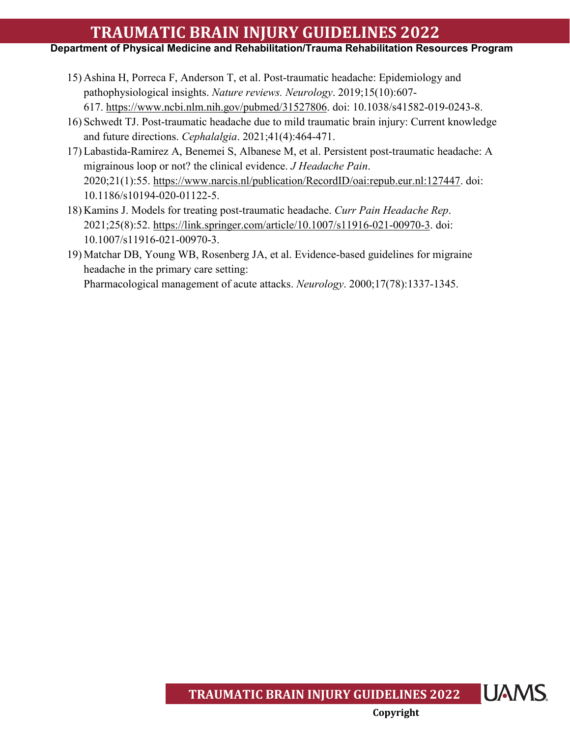15) Ashina H, Porreca F, Anderson T, et al. Post-traumatic headache: Epidemiology and pathophysiological insights. *Nature reviews. Neurology*. 2019;15(10):607-617. https://www.ncbi.nlm.nih.gov/pubmed/31527806. doi: 10.1038/s41582-019-0243-8.
16) Schwedt TJ. Post-traumatic headache due to mild traumatic brain injury: Current knowledge and future directions. *Cephalalgia*. 2021;41(4):464-471.
17) Labastida-Ramirez A, Benemei S, Albanese M, et al. Persistent post-traumatic headache: A migrainous loop or not? the clinical evidence. *J Headache Pain*. 2020;21(1):55. https://www.narcis.nl/publication/RecordID/oai:repub.eur.nl:127447. doi: 10.1186/s10194-020-01122-5.
18) Kamins J. Models for treating post-traumatic headache. *Curr Pain Headache Rep*. 2021;25(8):52. https://link.springer.com/article/10.1007/s11916-021-00970-3. doi: 10.1007/s11916-021-00970-3.
19) Matchar DB, Young WB, Rosenberg JA, et al. Evidence-based guidelines for migraine headache in the primary care setting: Pharmacological management of acute attacks. *Neurology*. 2000;17(78):1337-1345.